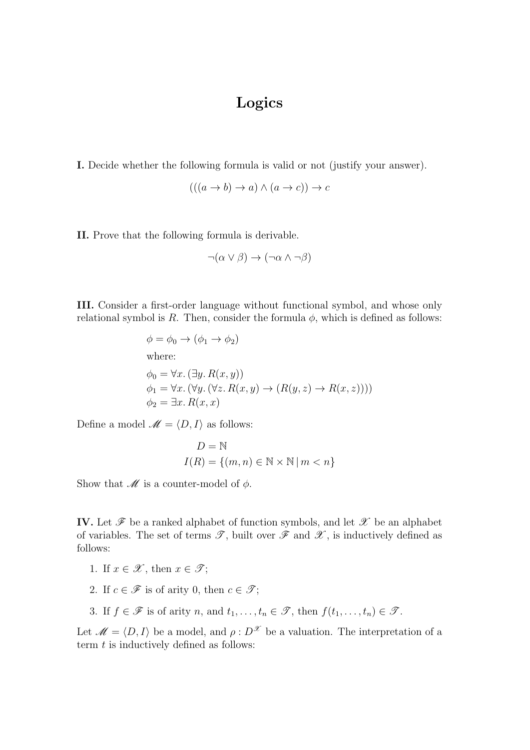# Logics

**I.** Decide whether the following formula is valid or not (justify your answer).

$$(((a \to b) \to a) \wedge (a \to c)) \to c$$

**II.** Prove that the following formula is derivable.

$$\neg(\alpha \vee \beta) \to (\neg\alpha \wedge \neg\beta)$$

**III.** Consider a first-order language without functional symbol, and whose only relational symbol is $R$. Then, consider the formula $\phi$, which is defined as follows:

$\phi = \phi_0 \to (\phi_1 \to \phi_2)$

where:

$\phi_0 = \forall x. (\exists y. R(x, y))$
$\phi_1 = \forall x. (\forall y. (\forall z. R(x, y) \to (R(y, z) \to R(x, z))))$
$\phi_2 = \exists x. R(x, x)$

Define a model $\mathscr{M} = \langle D, I \rangle$ as follows:

$$D = \mathbb{N}$$
$$I(R) = \{(m, n) \in \mathbb{N} \times \mathbb{N} \,|\, m < n\}$$

Show that $\mathscr{M}$ is a counter-model of $\phi$.

**IV.** Let $\mathscr{F}$ be a ranked alphabet of function symbols, and let $\mathscr{X}$ be an alphabet of variables. The set of terms $\mathscr{T}$, built over $\mathscr{F}$ and $\mathscr{X}$, is inductively defined as follows:

1. If $x \in \mathscr{X}$, then $x \in \mathscr{T}$;
2. If $c \in \mathscr{F}$ is of arity 0, then $c \in \mathscr{T}$;
3. If $f \in \mathscr{F}$ is of arity $n$, and $t_1, \ldots, t_n \in \mathscr{T}$, then $f(t_1, \ldots, t_n) \in \mathscr{T}$.

Let $\mathscr{M} = \langle D, I \rangle$ be a model, and $\rho : D^{\mathscr{X}}$ be a valuation. The interpretation of a term $t$ is inductively defined as follows: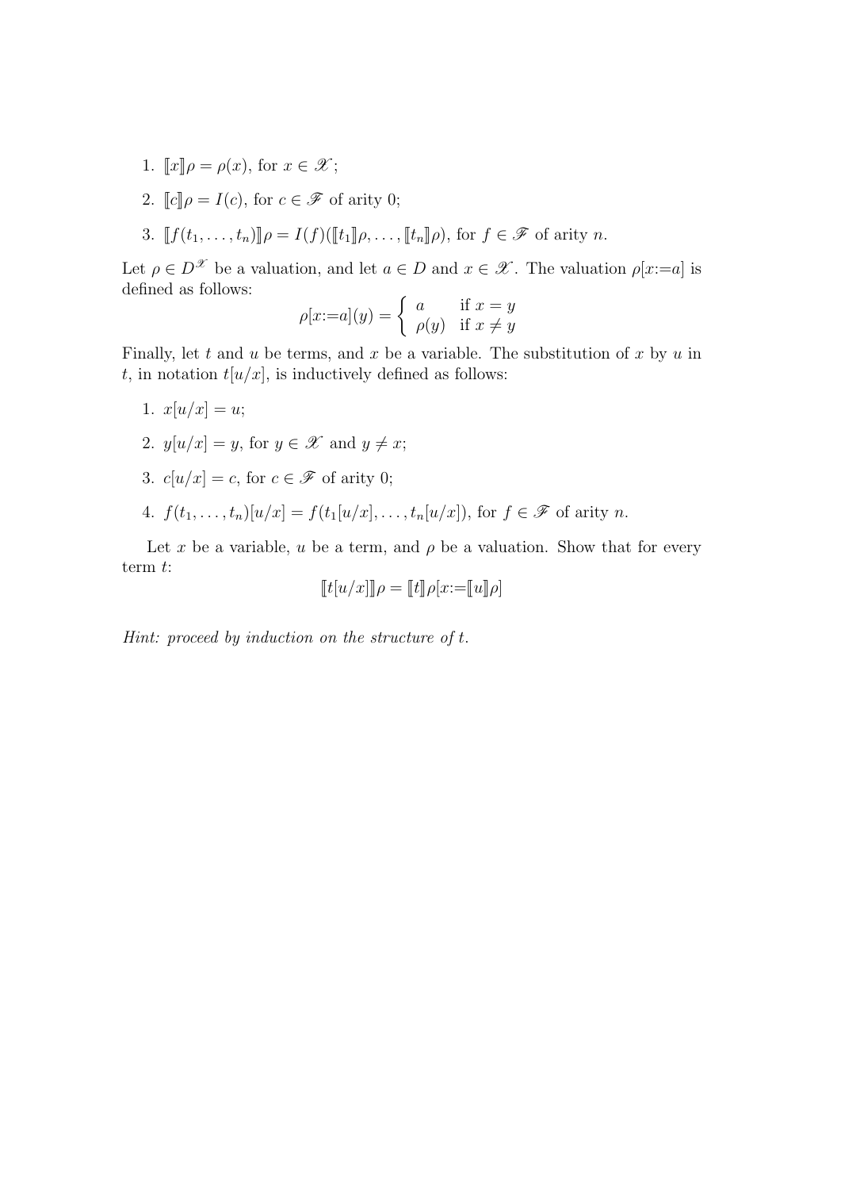1. $[\![x]\!]\rho = \rho(x)$, for $x \in \mathscr{X}$;

2. $[\![c]\!]\rho = I(c)$, for $c \in \mathscr{F}$ of arity 0;

3. $[\![f(t_1, \ldots, t_n)]\!]\rho = I(f)([\![t_1]\!]\rho, \ldots, [\![t_n]\!]\rho)$, for $f \in \mathscr{F}$ of arity $n$.

Let $\rho \in D^{\mathscr{X}}$ be a valuation, and let $a \in D$ and $x \in \mathscr{X}$. The valuation $\rho[x{:=}a]$ is defined as follows:

$$\rho[x{:=}a](y) = \begin{cases} a & \text{if } x = y \\ \rho(y) & \text{if } x \neq y \end{cases}$$

Finally, let $t$ and $u$ be terms, and $x$ be a variable. The substitution of $x$ by $u$ in $t$, in notation $t[u/x]$, is inductively defined as follows:

1. $x[u/x] = u$;

2. $y[u/x] = y$, for $y \in \mathscr{X}$ and $y \neq x$;

3. $c[u/x] = c$, for $c \in \mathscr{F}$ of arity 0;

4. $f(t_1, \ldots, t_n)[u/x] = f(t_1[u/x], \ldots, t_n[u/x])$, for $f \in \mathscr{F}$ of arity $n$.

Let $x$ be a variable, $u$ be a term, and $\rho$ be a valuation. Show that for every term $t$:

$$[\![t[u/x]]\!]\rho = [\![t]\!]\rho[x{:=}[\![u]\!]\rho]$$

*Hint: proceed by induction on the structure of $t$.*